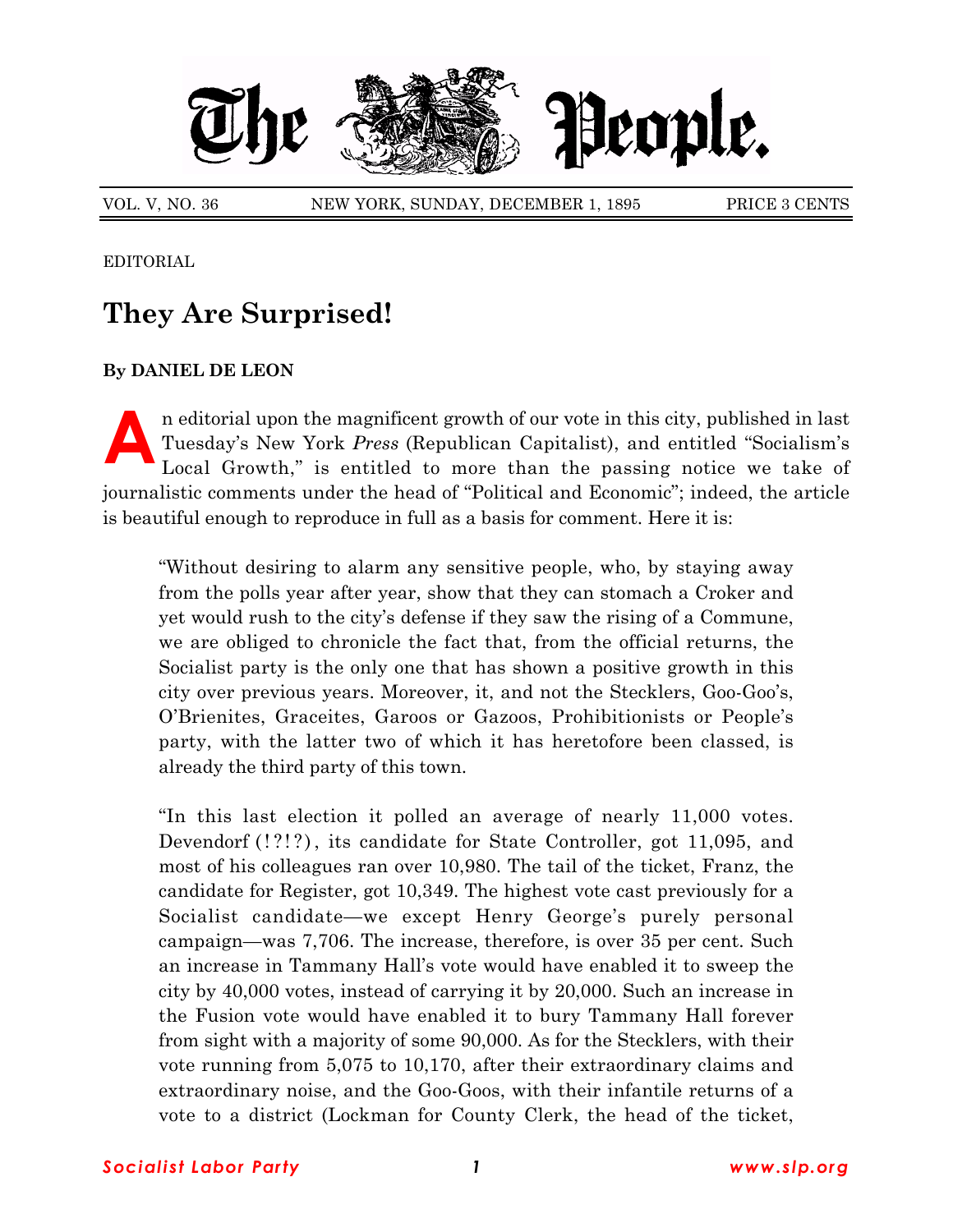# The People.

VOL. V, NO. 36 NEW YORK, SUNDAY, DECEMBER 1, 1895 PRICE 3 CENTS

EDITORIAL

## They Are Surprised!

**By DANIEL DE LEON**

An editorial upon the magnificent growth of our vote in this city, published in last Tuesday's New York *Press* (Republican Capitalist), and entitled "Socialism's Local Growth," is entitled to more than the passing notice we take of journalistic comments under the head of "Political and Economic"; indeed, the article is beautiful enough to reproduce in full as a basis for comment. Here it is:

> "Without desiring to alarm any sensitive people, who, by staying away from the polls year after year, show that they can stomach a Croker and yet would rush to the city's defense if they saw the rising of a Commune, we are obliged to chronicle the fact that, from the official returns, the Socialist party is the only one that has shown a positive growth in this city over previous years. Moreover, it, and not the Stecklers, Goo-Goo's, O'Brienites, Graceites, Garoos or Gazoos, Prohibitionists or People's party, with the latter two of which it has heretofore been classed, is already the third party of this town.
>
> "In this last election it polled an average of nearly 11,000 votes. Devendorf (!?!?), its candidate for State Controller, got 11,095, and most of his colleagues ran over 10,980. The tail of the ticket, Franz, the candidate for Register, got 10,349. The highest vote cast previously for a Socialist candidate—we except Henry George's purely personal campaign—was 7,706. The increase, therefore, is over 35 per cent. Such an increase in Tammany Hall's vote would have enabled it to sweep the city by 40,000 votes, instead of carrying it by 20,000. Such an increase in the Fusion vote would have enabled it to bury Tammany Hall forever from sight with a majority of some 90,000. As for the Stecklers, with their vote running from 5,075 to 10,170, after their extraordinary claims and extraordinary noise, and the Goo-Goos, with their infantile returns of a vote to a district (Lockman for County Clerk, the head of the ticket,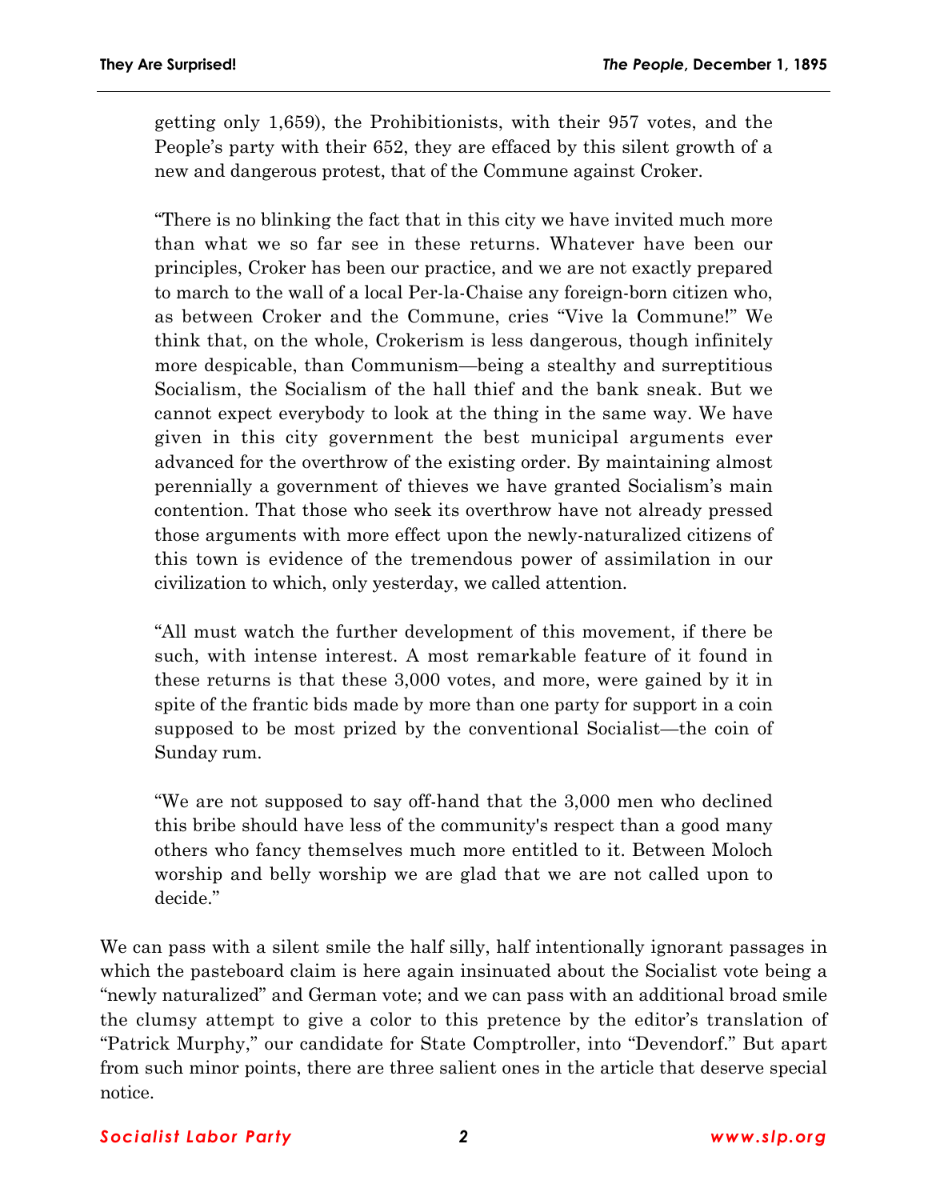getting only 1,659), the Prohibitionists, with their 957 votes, and the People's party with their 652, they are effaced by this silent growth of a new and dangerous protest, that of the Commune against Croker.

"There is no blinking the fact that in this city we have invited much more than what we so far see in these returns. Whatever have been our principles, Croker has been our practice, and we are not exactly prepared to march to the wall of a local Per-la-Chaise any foreign-born citizen who, as between Croker and the Commune, cries "Vive la Commune!" We think that, on the whole, Crokerism is less dangerous, though infinitely more despicable, than Communism—being a stealthy and surreptitious Socialism, the Socialism of the hall thief and the bank sneak. But we cannot expect everybody to look at the thing in the same way. We have given in this city government the best municipal arguments ever advanced for the overthrow of the existing order. By maintaining almost perennially a government of thieves we have granted Socialism's main contention. That those who seek its overthrow have not already pressed those arguments with more effect upon the newly-naturalized citizens of this town is evidence of the tremendous power of assimilation in our civilization to which, only yesterday, we called attention.

"All must watch the further development of this movement, if there be such, with intense interest. A most remarkable feature of it found in these returns is that these 3,000 votes, and more, were gained by it in spite of the frantic bids made by more than one party for support in a coin supposed to be most prized by the conventional Socialist—the coin of Sunday rum.

"We are not supposed to say off-hand that the 3,000 men who declined this bribe should have less of the community's respect than a good many others who fancy themselves much more entitled to it. Between Moloch worship and belly worship we are glad that we are not called upon to decide."

We can pass with a silent smile the half silly, half intentionally ignorant passages in which the pasteboard claim is here again insinuated about the Socialist vote being a "newly naturalized" and German vote; and we can pass with an additional broad smile the clumsy attempt to give a color to this pretence by the editor's translation of "Patrick Murphy," our candidate for State Comptroller, into "Devendorf." But apart from such minor points, there are three salient ones in the article that deserve special notice.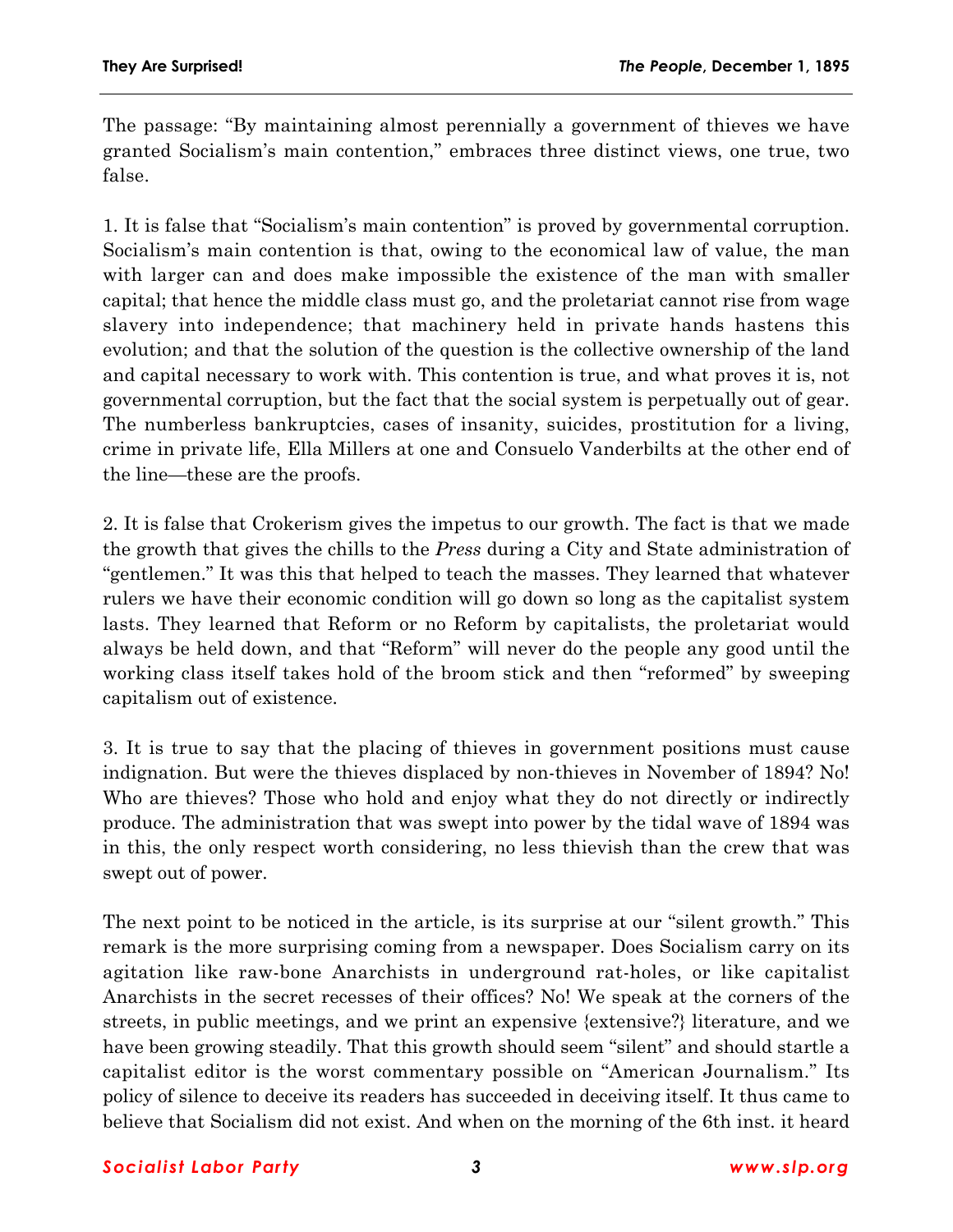The passage: "By maintaining almost perennially a government of thieves we have granted Socialism's main contention," embraces three distinct views, one true, two false.

1. It is false that "Socialism's main contention" is proved by governmental corruption. Socialism's main contention is that, owing to the economical law of value, the man with larger can and does make impossible the existence of the man with smaller capital; that hence the middle class must go, and the proletariat cannot rise from wage slavery into independence; that machinery held in private hands hastens this evolution; and that the solution of the question is the collective ownership of the land and capital necessary to work with. This contention is true, and what proves it is, not governmental corruption, but the fact that the social system is perpetually out of gear. The numberless bankruptcies, cases of insanity, suicides, prostitution for a living, crime in private life, Ella Millers at one and Consuelo Vanderbilts at the other end of the line—these are the proofs.

2. It is false that Crokerism gives the impetus to our growth. The fact is that we made the growth that gives the chills to the *Press* during a City and State administration of "gentlemen." It was this that helped to teach the masses. They learned that whatever rulers we have their economic condition will go down so long as the capitalist system lasts. They learned that Reform or no Reform by capitalists, the proletariat would always be held down, and that "Reform" will never do the people any good until the working class itself takes hold of the broom stick and then "reformed" by sweeping capitalism out of existence.

3. It is true to say that the placing of thieves in government positions must cause indignation. But were the thieves displaced by non-thieves in November of 1894? No! Who are thieves? Those who hold and enjoy what they do not directly or indirectly produce. The administration that was swept into power by the tidal wave of 1894 was in this, the only respect worth considering, no less thievish than the crew that was swept out of power.

The next point to be noticed in the article, is its surprise at our "silent growth." This remark is the more surprising coming from a newspaper. Does Socialism carry on its agitation like raw-bone Anarchists in underground rat-holes, or like capitalist Anarchists in the secret recesses of their offices? No! We speak at the corners of the streets, in public meetings, and we print an expensive {extensive?} literature, and we have been growing steadily. That this growth should seem "silent" and should startle a capitalist editor is the worst commentary possible on "American Journalism." Its policy of silence to deceive its readers has succeeded in deceiving itself. It thus came to believe that Socialism did not exist. And when on the morning of the 6th inst. it heard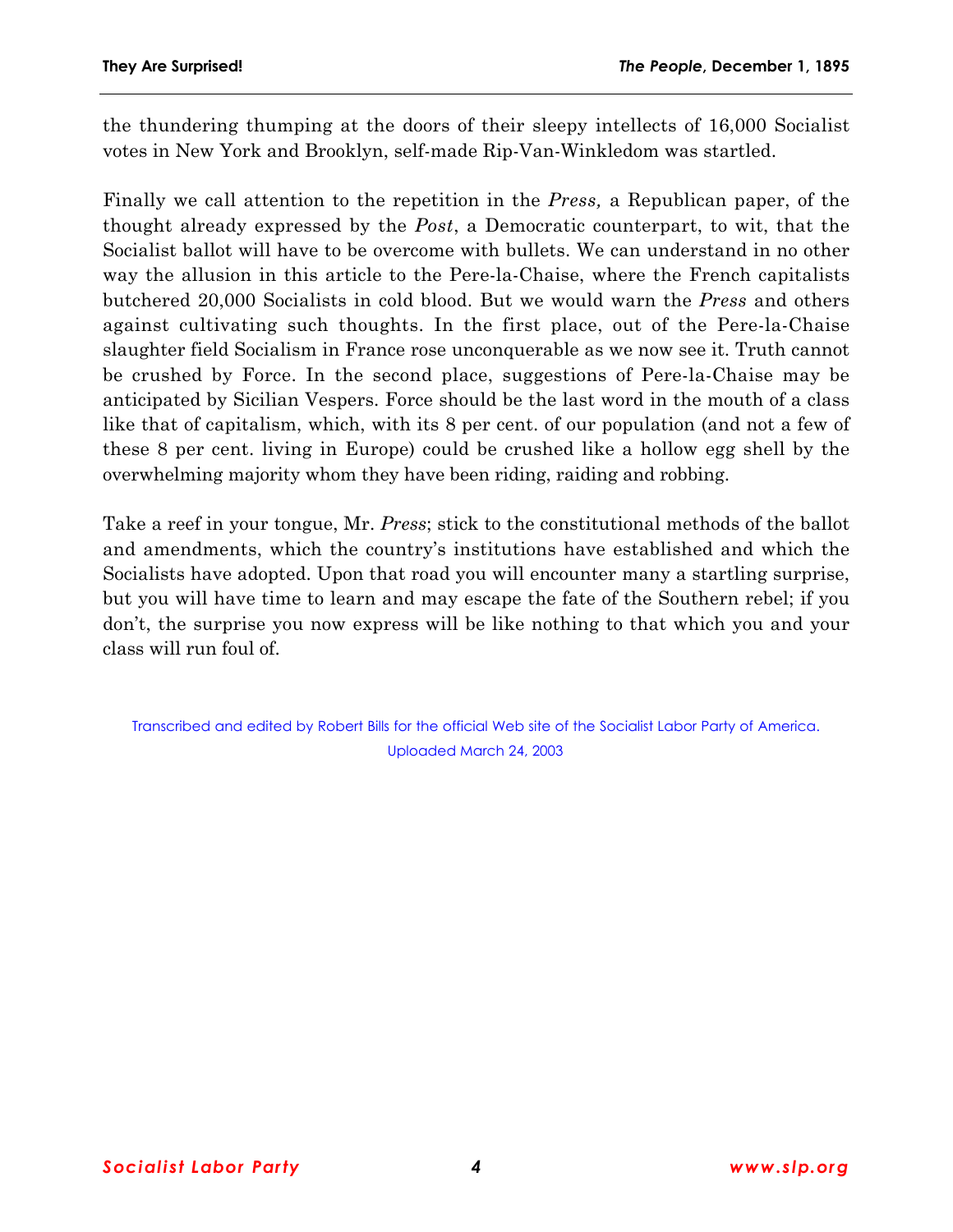the thundering thumping at the doors of their sleepy intellects of 16,000 Socialist votes in New York and Brooklyn, self-made Rip-Van-Winkledom was startled.

Finally we call attention to the repetition in the *Press,* a Republican paper, of the thought already expressed by the *Post*, a Democratic counterpart, to wit, that the Socialist ballot will have to be overcome with bullets. We can understand in no other way the allusion in this article to the Pere-la-Chaise, where the French capitalists butchered 20,000 Socialists in cold blood. But we would warn the *Press* and others against cultivating such thoughts. In the first place, out of the Pere-la-Chaise slaughter field Socialism in France rose unconquerable as we now see it. Truth cannot be crushed by Force. In the second place, suggestions of Pere-la-Chaise may be anticipated by Sicilian Vespers. Force should be the last word in the mouth of a class like that of capitalism, which, with its 8 per cent. of our population (and not a few of these 8 per cent. living in Europe) could be crushed like a hollow egg shell by the overwhelming majority whom they have been riding, raiding and robbing.

Take a reef in your tongue, Mr. *Press*; stick to the constitutional methods of the ballot and amendments, which the country's institutions have established and which the Socialists have adopted. Upon that road you will encounter many a startling surprise, but you will have time to learn and may escape the fate of the Southern rebel; if you don't, the surprise you now express will be like nothing to that which you and your class will run foul of.

Transcribed and edited by Robert Bills for the official Web site of the Socialist Labor Party of America.
Uploaded March 24, 2003